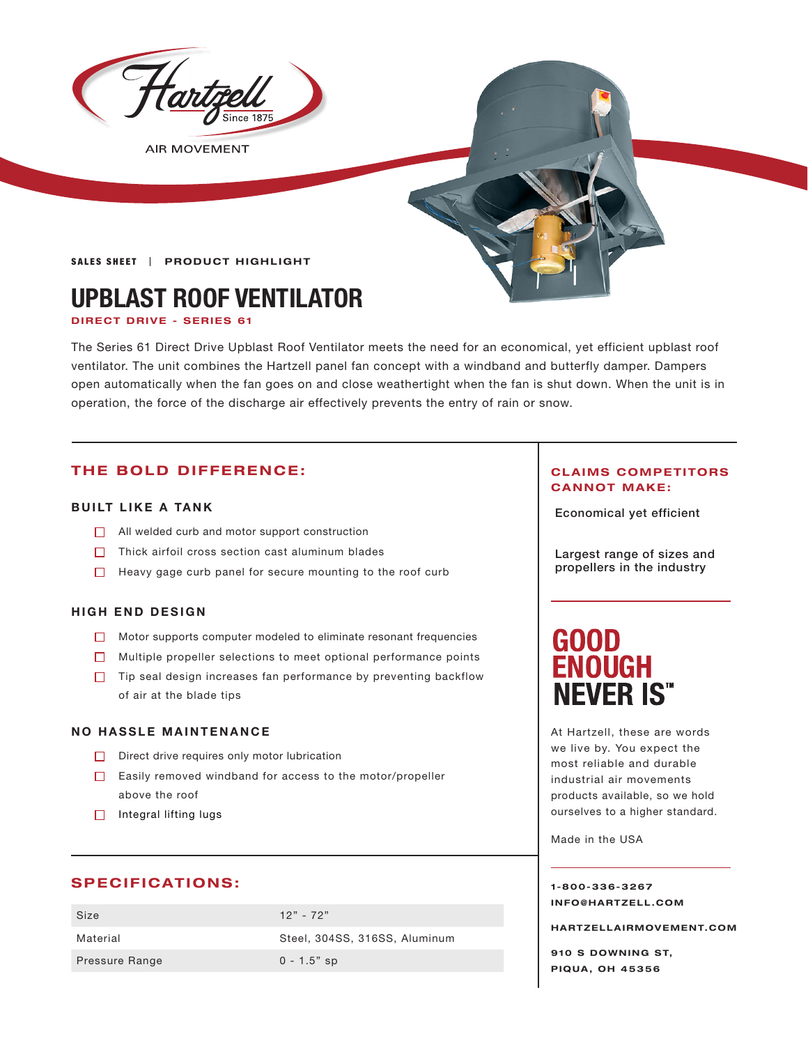Hartzell Since 1875

AIR MOVEMENT

SALES SHEET | PRODUCT HIGHLIGHT

# UPBLAST ROOF VENTILATOR

**DIRECT DRIVE - SERIES 61**

The Series 61 Direct Drive Upblast Roof Ventilator meets the need for an economical, yet efficient upblast roof ventilator. The unit combines the Hartzell panel fan concept with a windband and butterfly damper. Dampers open automatically when the fan goes on and close weathertight when the fan is shut down. When the unit is in operation, the force of the discharge air effectively prevents the entry of rain or snow.

## THE BOLD DIFFERENCE:

### BUILT LIKE A TANK

- All welded curb and motor support construction
- Thick airfoil cross section cast aluminum blades
- Heavy gage curb panel for secure mounting to the roof curb

### HIGH END DESIGN

- Motor supports computer modeled to eliminate resonant frequencies
- Multiple propeller selections to meet optional performance points
- Tip seal design increases fan performance by preventing backflow of air at the blade tips

### NO HASSLE MAINTENANCE

- Direct drive requires only motor lubrication
- Easily removed windband for access to the motor/propeller above the roof
- Integral lifting lugs

## SPECIFICATIONS:

| | |
|---|---|
| Size | 12" - 72" |
| Material | Steel, 304SS, 316SS, Aluminum |
| Pressure Range | 0 - 1.5" sp |

## CLAIMS COMPETITORS CANNOT MAKE:

Economical yet efficient

Largest range of sizes and propellers in the industry

## GOOD ENOUGH NEVER IS™

At Hartzell, these are words we live by. You expect the most reliable and durable industrial air movements products available, so we hold ourselves to a higher standard.

Made in the USA

**1-800-336-3267**
**INFO@HARTZELL.COM**

**HARTZELLAIRMOVEMENT.COM**

**910 S DOWNING ST,**
**PIQUA, OH 45356**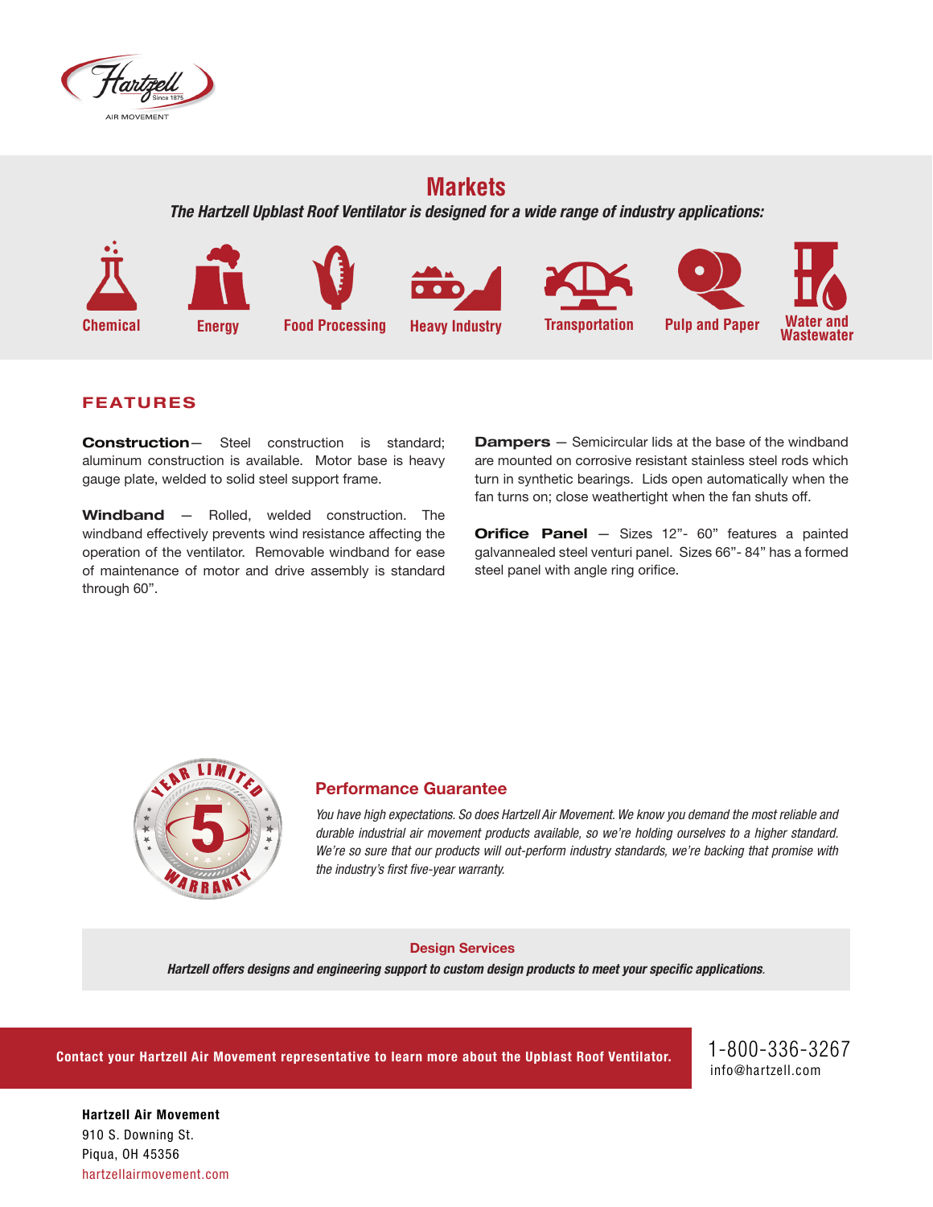## Markets

***The Hartzell Upblast Roof Ventilator is designed for a wide range of industry applications:***

Chemical | Energy | Food Processing | Heavy Industry | Transportation | Pulp and Paper | Water and Wastewater

## FEATURES

**Construction**— Steel construction is standard; aluminum construction is available. Motor base is heavy gauge plate, welded to solid steel support frame.

**Windband** — Rolled, welded construction. The windband effectively prevents wind resistance affecting the operation of the ventilator. Removable windband for ease of maintenance of motor and drive assembly is standard through 60”.

**Dampers** — Semicircular lids at the base of the windband are mounted on corrosive resistant stainless steel rods which turn in synthetic bearings. Lids open automatically when the fan turns on; close weathertight when the fan shuts off.

**Orifice Panel** — Sizes 12”- 60” features a painted galvannealed steel venturi panel. Sizes 66”- 84” has a formed steel panel with angle ring orifice.

### Performance Guarantee

*You have high expectations. So does Hartzell Air Movement. We know you demand the most reliable and durable industrial air movement products available, so we’re holding ourselves to a higher standard. We’re so sure that our products will out-perform industry standards, we’re backing that promise with the industry’s first five-year warranty.*

### Design Services

***Hartzell offers designs and engineering support to custom design products to meet your specific applications.***

**Contact your Hartzell Air Movement representative to learn more about the Upblast Roof Ventilator.**

1-800-336-3267
info@hartzell.com

**Hartzell Air Movement**
910 S. Downing St.
Piqua, OH 45356
hartzellairmovement.com